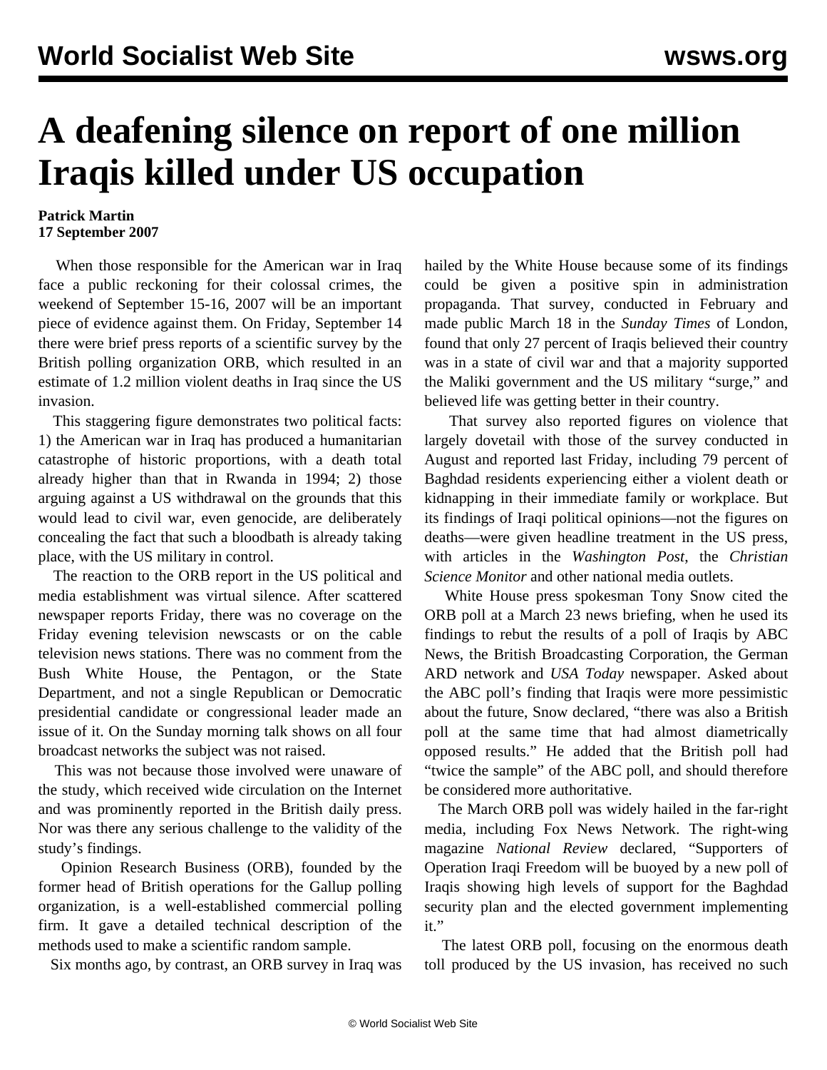# A deafening silence on report of one million Iraqis killed under US occupation

**Patrick Martin**
**17 September 2007**

When those responsible for the American war in Iraq face a public reckoning for their colossal crimes, the weekend of September 15-16, 2007 will be an important piece of evidence against them. On Friday, September 14 there were brief press reports of a scientific survey by the British polling organization ORB, which resulted in an estimate of 1.2 million violent deaths in Iraq since the US invasion.

This staggering figure demonstrates two political facts: 1) the American war in Iraq has produced a humanitarian catastrophe of historic proportions, with a death total already higher than that in Rwanda in 1994; 2) those arguing against a US withdrawal on the grounds that this would lead to civil war, even genocide, are deliberately concealing the fact that such a bloodbath is already taking place, with the US military in control.

The reaction to the ORB report in the US political and media establishment was virtual silence. After scattered newspaper reports Friday, there was no coverage on the Friday evening television newscasts or on the cable television news stations. There was no comment from the Bush White House, the Pentagon, or the State Department, and not a single Republican or Democratic presidential candidate or congressional leader made an issue of it. On the Sunday morning talk shows on all four broadcast networks the subject was not raised.

This was not because those involved were unaware of the study, which received wide circulation on the Internet and was prominently reported in the British daily press. Nor was there any serious challenge to the validity of the study's findings.

Opinion Research Business (ORB), founded by the former head of British operations for the Gallup polling organization, is a well-established commercial polling firm. It gave a detailed technical description of the methods used to make a scientific random sample.

Six months ago, by contrast, an ORB survey in Iraq was hailed by the White House because some of its findings could be given a positive spin in administration propaganda. That survey, conducted in February and made public March 18 in the *Sunday Times* of London, found that only 27 percent of Iraqis believed their country was in a state of civil war and that a majority supported the Maliki government and the US military "surge," and believed life was getting better in their country.

That survey also reported figures on violence that largely dovetail with those of the survey conducted in August and reported last Friday, including 79 percent of Baghdad residents experiencing either a violent death or kidnapping in their immediate family or workplace. But its findings of Iraqi political opinions—not the figures on deaths—were given headline treatment in the US press, with articles in the *Washington Post*, the *Christian Science Monitor* and other national media outlets.

White House press spokesman Tony Snow cited the ORB poll at a March 23 news briefing, when he used its findings to rebut the results of a poll of Iraqis by ABC News, the British Broadcasting Corporation, the German ARD network and *USA Today* newspaper. Asked about the ABC poll's finding that Iraqis were more pessimistic about the future, Snow declared, "there was also a British poll at the same time that had almost diametrically opposed results." He added that the British poll had "twice the sample" of the ABC poll, and should therefore be considered more authoritative.

The March ORB poll was widely hailed in the far-right media, including Fox News Network. The right-wing magazine *National Review* declared, "Supporters of Operation Iraqi Freedom will be buoyed by a new poll of Iraqis showing high levels of support for the Baghdad security plan and the elected government implementing it."

The latest ORB poll, focusing on the enormous death toll produced by the US invasion, has received no such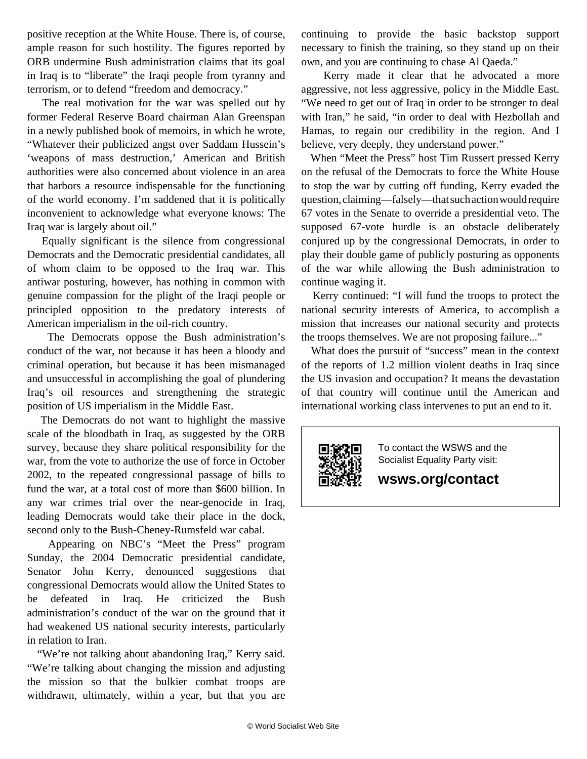positive reception at the White House. There is, of course, ample reason for such hostility. The figures reported by ORB undermine Bush administration claims that its goal in Iraq is to "liberate" the Iraqi people from tyranny and terrorism, or to defend "freedom and democracy."

The real motivation for the war was spelled out by former Federal Reserve Board chairman Alan Greenspan in a newly published book of memoirs, in which he wrote, "Whatever their publicized angst over Saddam Hussein's 'weapons of mass destruction,' American and British authorities were also concerned about violence in an area that harbors a resource indispensable for the functioning of the world economy. I'm saddened that it is politically inconvenient to acknowledge what everyone knows: The Iraq war is largely about oil."

Equally significant is the silence from congressional Democrats and the Democratic presidential candidates, all of whom claim to be opposed to the Iraq war. This antiwar posturing, however, has nothing in common with genuine compassion for the plight of the Iraqi people or principled opposition to the predatory interests of American imperialism in the oil-rich country.

The Democrats oppose the Bush administration's conduct of the war, not because it has been a bloody and criminal operation, but because it has been mismanaged and unsuccessful in accomplishing the goal of plundering Iraq's oil resources and strengthening the strategic position of US imperialism in the Middle East.

The Democrats do not want to highlight the massive scale of the bloodbath in Iraq, as suggested by the ORB survey, because they share political responsibility for the war, from the vote to authorize the use of force in October 2002, to the repeated congressional passage of bills to fund the war, at a total cost of more than $600 billion. In any war crimes trial over the near-genocide in Iraq, leading Democrats would take their place in the dock, second only to the Bush-Cheney-Rumsfeld war cabal.

Appearing on NBC's "Meet the Press" program Sunday, the 2004 Democratic presidential candidate, Senator John Kerry, denounced suggestions that congressional Democrats would allow the United States to be defeated in Iraq. He criticized the Bush administration's conduct of the war on the ground that it had weakened US national security interests, particularly in relation to Iran.

"We're not talking about abandoning Iraq," Kerry said. "We're talking about changing the mission and adjusting the mission so that the bulkier combat troops are withdrawn, ultimately, within a year, but that you are continuing to provide the basic backstop support necessary to finish the training, so they stand up on their own, and you are continuing to chase Al Qaeda."

Kerry made it clear that he advocated a more aggressive, not less aggressive, policy in the Middle East. "We need to get out of Iraq in order to be stronger to deal with Iran," he said, "in order to deal with Hezbollah and Hamas, to regain our credibility in the region. And I believe, very deeply, they understand power."

When "Meet the Press" host Tim Russert pressed Kerry on the refusal of the Democrats to force the White House to stop the war by cutting off funding, Kerry evaded the question, claiming—falsely—that such action would require 67 votes in the Senate to override a presidential veto. The supposed 67-vote hurdle is an obstacle deliberately conjured up by the congressional Democrats, in order to play their double game of publicly posturing as opponents of the war while allowing the Bush administration to continue waging it.

Kerry continued: "I will fund the troops to protect the national security interests of America, to accomplish a mission that increases our national security and protects the troops themselves. We are not proposing failure..."

What does the pursuit of "success" mean in the context of the reports of 1.2 million violent deaths in Iraq since the US invasion and occupation? It means the devastation of that country will continue until the American and international working class intervenes to put an end to it.

To contact the WSWS and the Socialist Equality Party visit:

**wsws.org/contact**